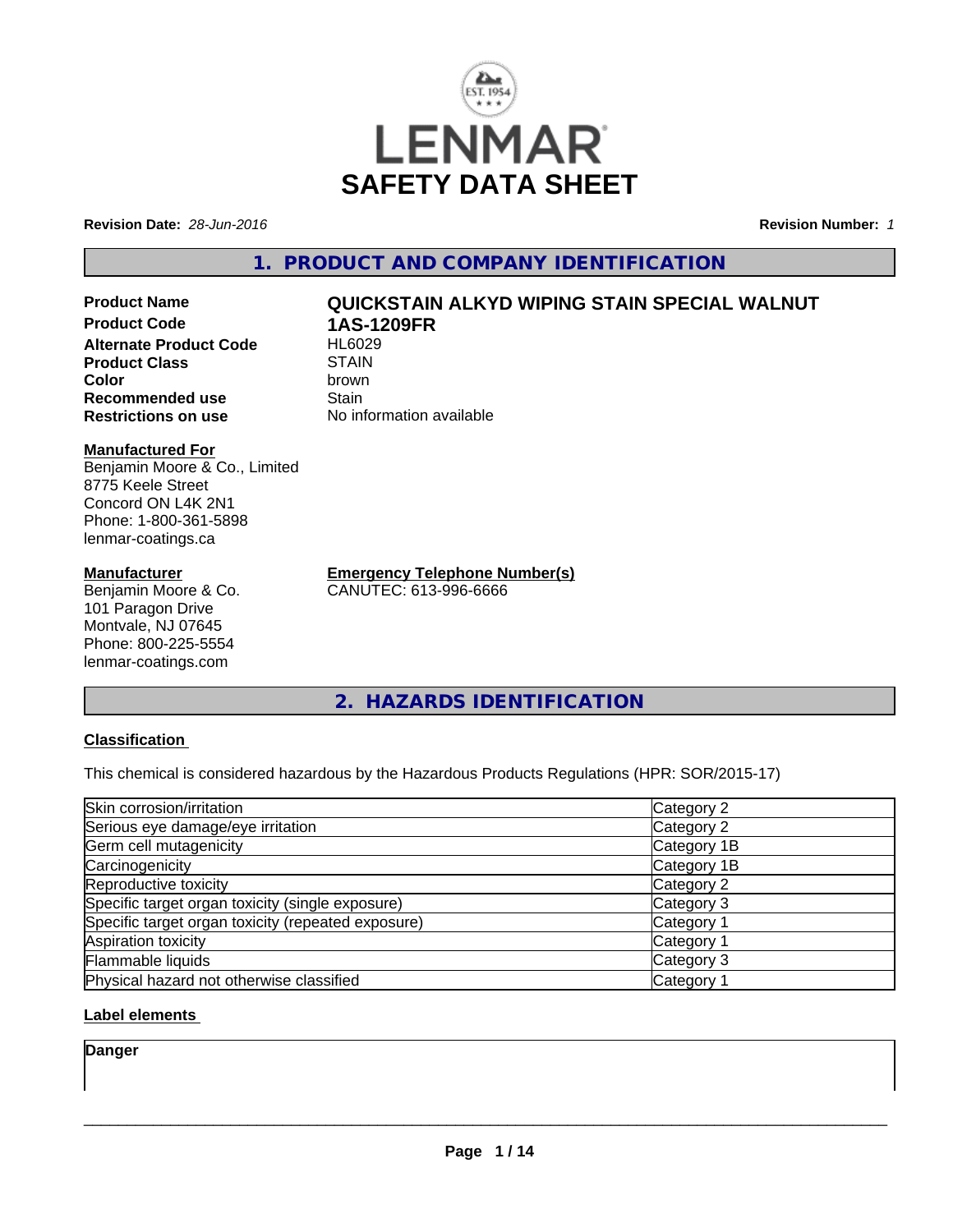# LENMAR

# SAFETY DATA SHEET

**Revision Date:** *28-Jun-2016* **Revision Number:** *1*

## 1. PRODUCT AND COMPANY IDENTIFICATION

**Product Name** QUICKSTAIN ALKYD WIPING STAIN SPECIAL WALNUT
**Product Code** 1AS-1209FR
**Alternate Product Code** HL6029
**Product Class** STAIN
**Color** brown
**Recommended use** Stain
**Restrictions on use** No information available

**Manufactured For**
Benjamin Moore & Co., Limited
8775 Keele Street
Concord ON L4K 2N1
Phone: 1-800-361-5898
lenmar-coatings.ca

**Manufacturer**
Benjamin Moore & Co.
101 Paragon Drive
Montvale, NJ 07645
Phone: 800-225-5554
lenmar-coatings.com

**Emergency Telephone Number(s)**
CANUTEC: 613-996-6666

## 2. HAZARDS IDENTIFICATION

**Classification**

This chemical is considered hazardous by the Hazardous Products Regulations (HPR: SOR/2015-17)

| | |
|---|---|
| Skin corrosion/irritation | Category 2 |
| Serious eye damage/eye irritation | Category 2 |
| Germ cell mutagenicity | Category 1B |
| Carcinogenicity | Category 1B |
| Reproductive toxicity | Category 2 |
| Specific target organ toxicity (single exposure) | Category 3 |
| Specific target organ toxicity (repeated exposure) | Category 1 |
| Aspiration toxicity | Category 1 |
| Flammable liquids | Category 3 |
| Physical hazard not otherwise classified | Category 1 |

**Label elements**

**Danger**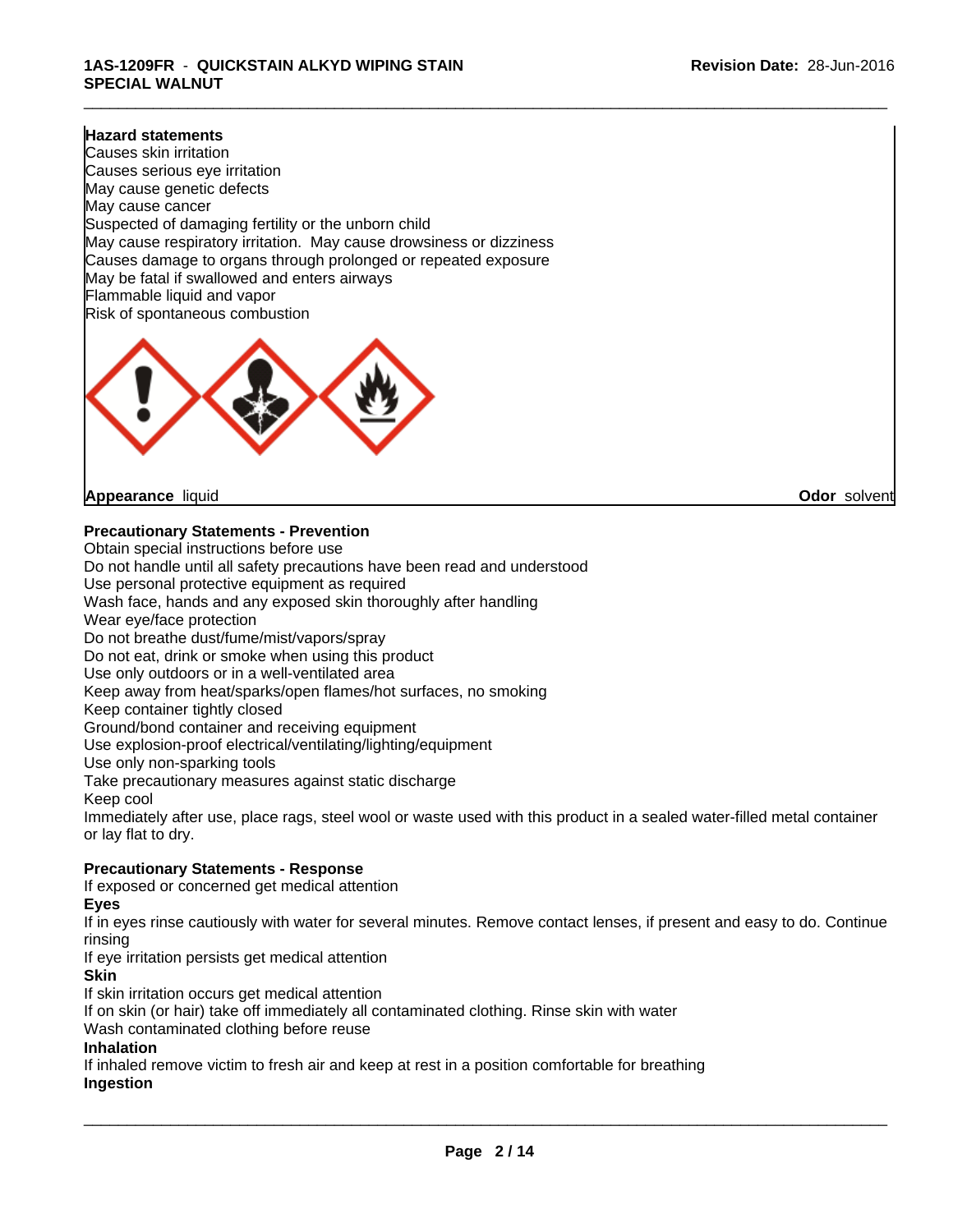**Hazard statements**
Causes skin irritation
Causes serious eye irritation
May cause genetic defects
May cause cancer
Suspected of damaging fertility or the unborn child
May cause respiratory irritation. May cause drowsiness or dizziness
Causes damage to organs through prolonged or repeated exposure
May be fatal if swallowed and enters airways
Flammable liquid and vapor
Risk of spontaneous combustion

**Appearance** liquid **Odor** solvent

**Precautionary Statements - Prevention**
Obtain special instructions before use
Do not handle until all safety precautions have been read and understood
Use personal protective equipment as required
Wash face, hands and any exposed skin thoroughly after handling
Wear eye/face protection
Do not breathe dust/fume/mist/vapors/spray
Do not eat, drink or smoke when using this product
Use only outdoors or in a well-ventilated area
Keep away from heat/sparks/open flames/hot surfaces, no smoking
Keep container tightly closed
Ground/bond container and receiving equipment
Use explosion-proof electrical/ventilating/lighting/equipment
Use only non-sparking tools
Take precautionary measures against static discharge
Keep cool
Immediately after use, place rags, steel wool or waste used with this product in a sealed water-filled metal container or lay flat to dry.

**Precautionary Statements - Response**
If exposed or concerned get medical attention
**Eyes**
If in eyes rinse cautiously with water for several minutes. Remove contact lenses, if present and easy to do. Continue rinsing
If eye irritation persists get medical attention
**Skin**
If skin irritation occurs get medical attention
If on skin (or hair) take off immediately all contaminated clothing. Rinse skin with water
Wash contaminated clothing before reuse
**Inhalation**
If inhaled remove victim to fresh air and keep at rest in a position comfortable for breathing
**Ingestion**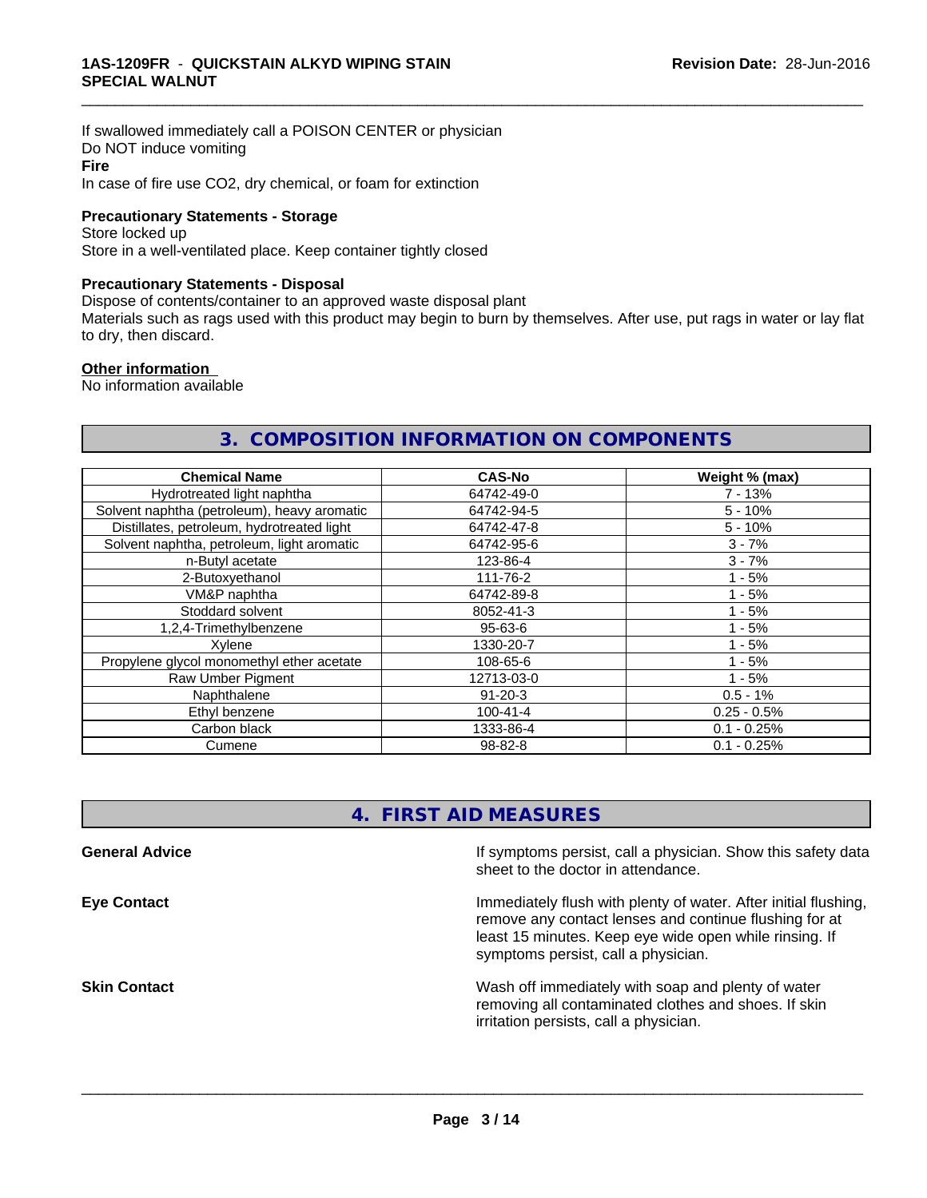If swallowed immediately call a POISON CENTER or physician
Do NOT induce vomiting
**Fire**
In case of fire use $CO_2$, dry chemical, or foam for extinction

**Precautionary Statements - Storage**
Store locked up
Store in a well-ventilated place. Keep container tightly closed

**Precautionary Statements - Disposal**
Dispose of contents/container to an approved waste disposal plant
Materials such as rags used with this product may begin to burn by themselves. After use, put rags in water or lay flat to dry, then discard.

**Other information**
No information available

## 3. COMPOSITION INFORMATION ON COMPONENTS

| Chemical Name | CAS-No | Weight % (max) |
|---|---|---|
| Hydrotreated light naphtha | 64742-49-0 | 7 - 13% |
| Solvent naphtha (petroleum), heavy aromatic | 64742-94-5 | 5 - 10% |
| Distillates, petroleum, hydrotreated light | 64742-47-8 | 5 - 10% |
| Solvent naphtha, petroleum, light aromatic | 64742-95-6 | 3 - 7% |
| n-Butyl acetate | 123-86-4 | 3 - 7% |
| 2-Butoxyethanol | 111-76-2 | 1 - 5% |
| VM&P naphtha | 64742-89-8 | 1 - 5% |
| Stoddard solvent | 8052-41-3 | 1 - 5% |
| 1,2,4-Trimethylbenzene | 95-63-6 | 1 - 5% |
| Xylene | 1330-20-7 | 1 - 5% |
| Propylene glycol monomethyl ether acetate | 108-65-6 | 1 - 5% |
| Raw Umber Pigment | 12713-03-0 | 1 - 5% |
| Naphthalene | 91-20-3 | 0.5 - 1% |
| Ethyl benzene | 100-41-4 | 0.25 - 0.5% |
| Carbon black | 1333-86-4 | 0.1 - 0.25% |
| Cumene | 98-82-8 | 0.1 - 0.25% |

## 4. FIRST AID MEASURES

**General Advice**
If symptoms persist, call a physician. Show this safety data sheet to the doctor in attendance.

**Eye Contact**
Immediately flush with plenty of water. After initial flushing, remove any contact lenses and continue flushing for at least 15 minutes. Keep eye wide open while rinsing. If symptoms persist, call a physician.

**Skin Contact**
Wash off immediately with soap and plenty of water removing all contaminated clothes and shoes. If skin irritation persists, call a physician.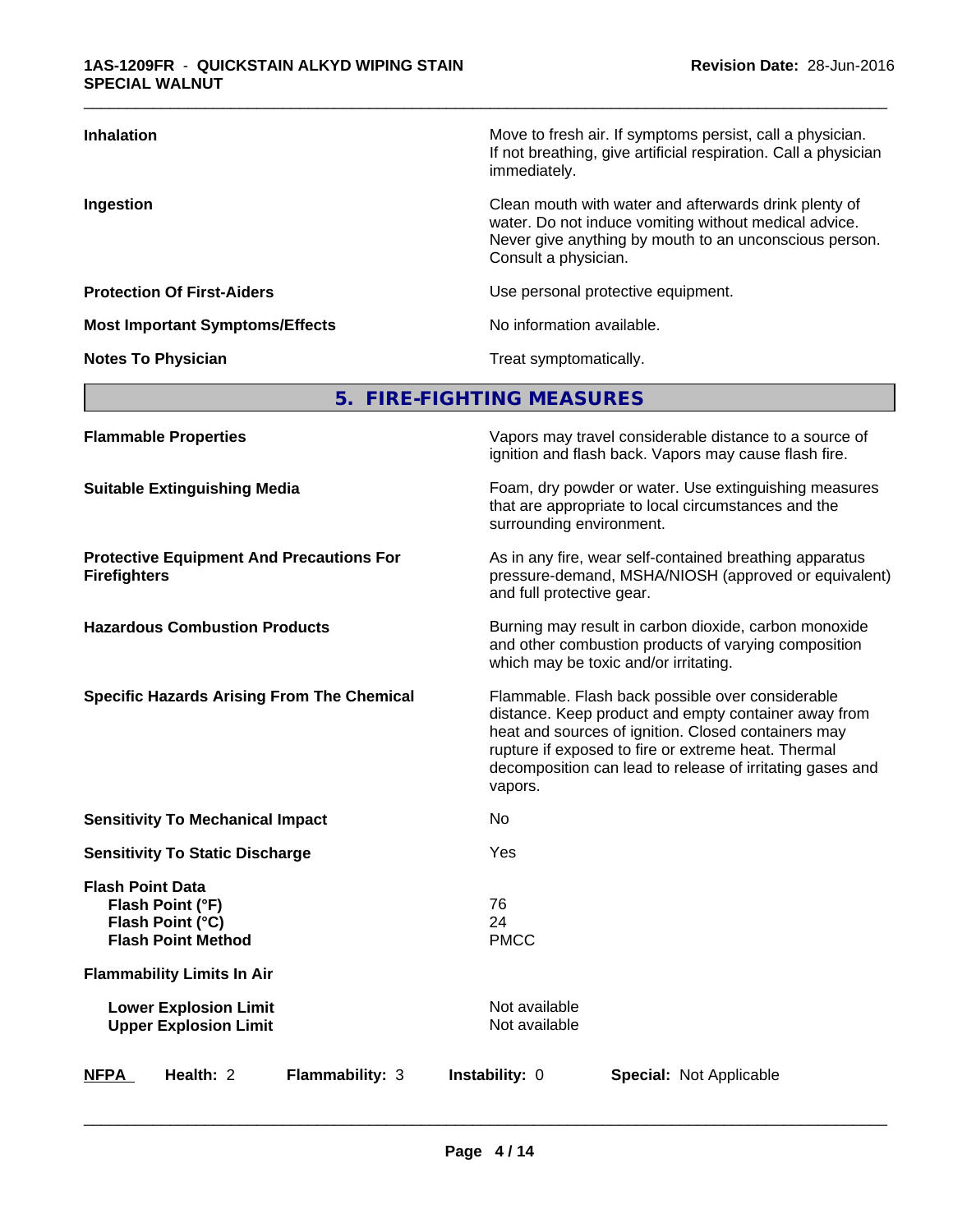| | |
|---|---|
| **Inhalation** | Move to fresh air. If symptoms persist, call a physician. If not breathing, give artificial respiration. Call a physician immediately. |
| **Ingestion** | Clean mouth with water and afterwards drink plenty of water. Do not induce vomiting without medical advice. Never give anything by mouth to an unconscious person. Consult a physician. |
| **Protection Of First-Aiders** | Use personal protective equipment. |
| **Most Important Symptoms/Effects** | No information available. |
| **Notes To Physician** | Treat symptomatically. |

## 5. FIRE-FIGHTING MEASURES

| | |
|---|---|
| **Flammable Properties** | Vapors may travel considerable distance to a source of ignition and flash back. Vapors may cause flash fire. |
| **Suitable Extinguishing Media** | Foam, dry powder or water. Use extinguishing measures that are appropriate to local circumstances and the surrounding environment. |
| **Protective Equipment And Precautions For Firefighters** | As in any fire, wear self-contained breathing apparatus pressure-demand, MSHA/NIOSH (approved or equivalent) and full protective gear. |
| **Hazardous Combustion Products** | Burning may result in carbon dioxide, carbon monoxide and other combustion products of varying composition which may be toxic and/or irritating. |
| **Specific Hazards Arising From The Chemical** | Flammable. Flash back possible over considerable distance. Keep product and empty container away from heat and sources of ignition. Closed containers may rupture if exposed to fire or extreme heat. Thermal decomposition can lead to release of irritating gases and vapors. |
| **Sensitivity To Mechanical Impact** | No |
| **Sensitivity To Static Discharge** | Yes |
| **Flash Point Data** | |
| **Flash Point (°F)** | 76 |
| **Flash Point (°C)** | 24 |
| **Flash Point Method** | PMCC |
| **Flammability Limits In Air** | |
| **Lower Explosion Limit** | Not available |
| **Upper Explosion Limit** | Not available |

**NFPA** **Health:** 2 **Flammability:** 3 **Instability:** 0 **Special:** Not Applicable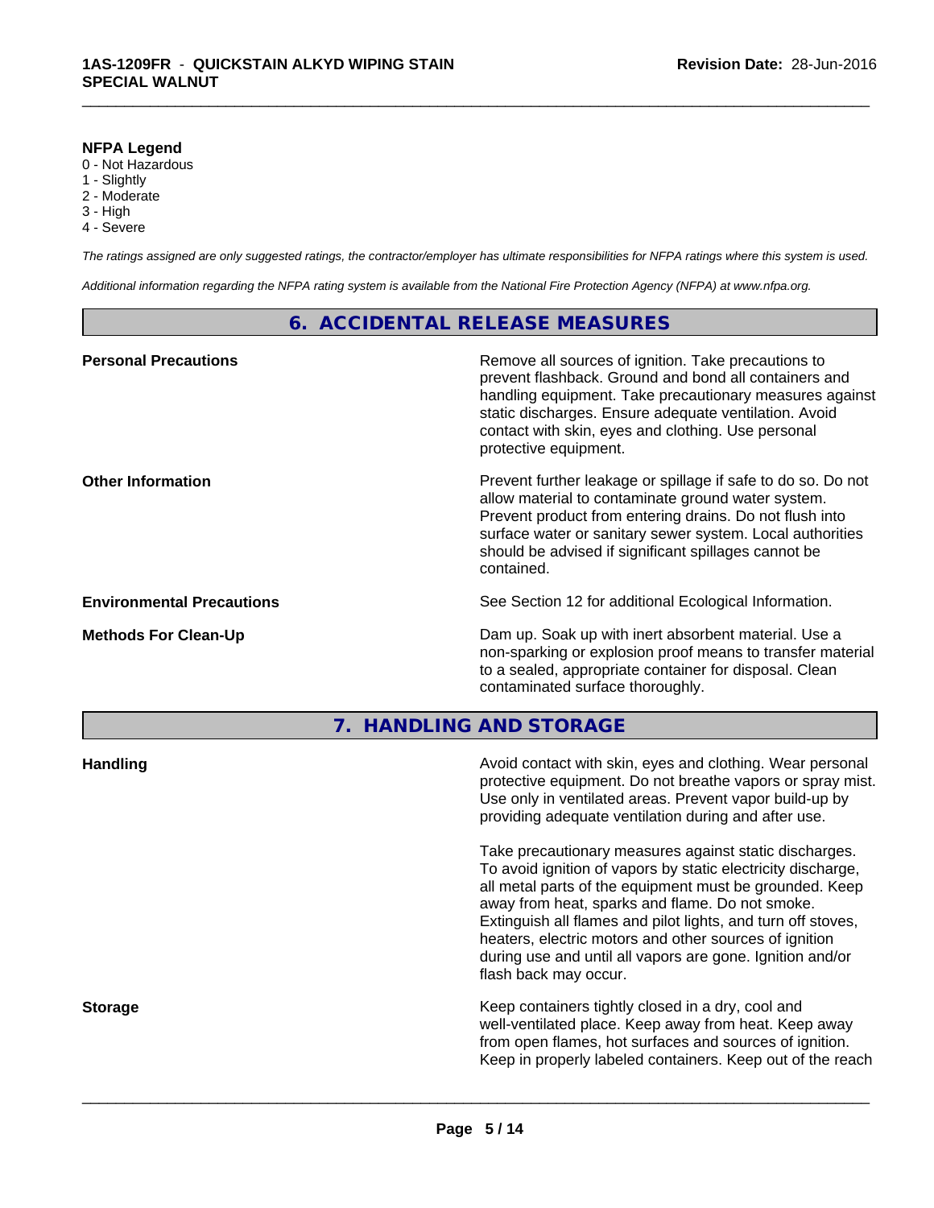**NFPA Legend**

0 - Not Hazardous
1 - Slightly
2 - Moderate
3 - High
4 - Severe

*The ratings assigned are only suggested ratings, the contractor/employer has ultimate responsibilities for NFPA ratings where this system is used.*

*Additional information regarding the NFPA rating system is available from the National Fire Protection Agency (NFPA) at www.nfpa.org.*

## 6. ACCIDENTAL RELEASE MEASURES

**Personal Precautions**

Remove all sources of ignition. Take precautions to prevent flashback. Ground and bond all containers and handling equipment. Take precautionary measures against static discharges. Ensure adequate ventilation. Avoid contact with skin, eyes and clothing. Use personal protective equipment.

**Other Information**

Prevent further leakage or spillage if safe to do so. Do not allow material to contaminate ground water system. Prevent product from entering drains. Do not flush into surface water or sanitary sewer system. Local authorities should be advised if significant spillages cannot be contained.

**Environmental Precautions**

See Section 12 for additional Ecological Information.

**Methods For Clean-Up**

Dam up. Soak up with inert absorbent material. Use a non-sparking or explosion proof means to transfer material to a sealed, appropriate container for disposal. Clean contaminated surface thoroughly.

## 7. HANDLING AND STORAGE

**Handling**

Avoid contact with skin, eyes and clothing. Wear personal protective equipment. Do not breathe vapors or spray mist. Use only in ventilated areas. Prevent vapor build-up by providing adequate ventilation during and after use.

Take precautionary measures against static discharges. To avoid ignition of vapors by static electricity discharge, all metal parts of the equipment must be grounded. Keep away from heat, sparks and flame. Do not smoke. Extinguish all flames and pilot lights, and turn off stoves, heaters, electric motors and other sources of ignition during use and until all vapors are gone. Ignition and/or flash back may occur.

**Storage**

Keep containers tightly closed in a dry, cool and well-ventilated place. Keep away from heat. Keep away from open flames, hot surfaces and sources of ignition. Keep in properly labeled containers. Keep out of the reach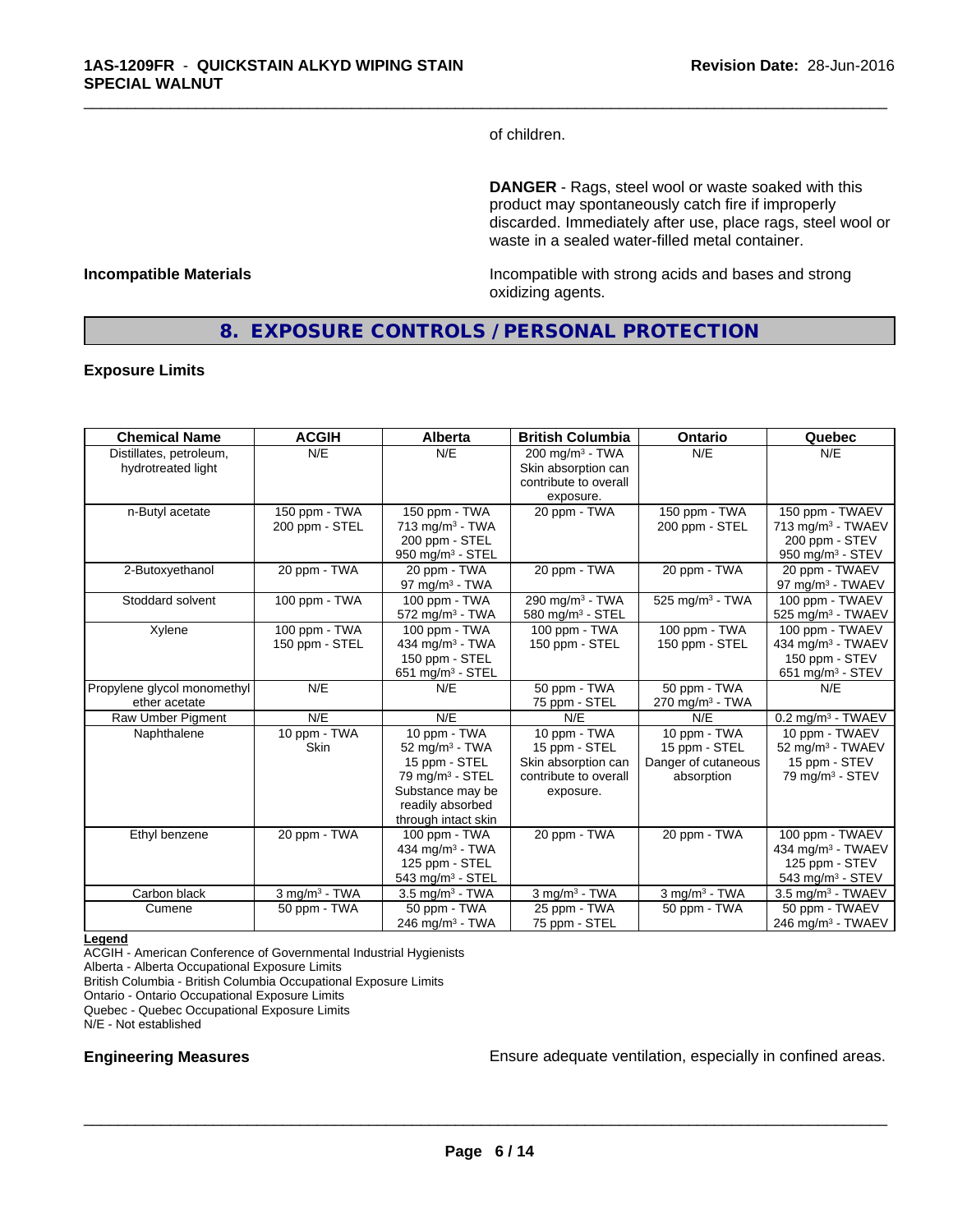of children.

**DANGER** - Rags, steel wool or waste soaked with this product may spontaneously catch fire if improperly discarded. Immediately after use, place rags, steel wool or waste in a sealed water-filled metal container.

**Incompatible Materials**

Incompatible with strong acids and bases and strong oxidizing agents.

## 8. EXPOSURE CONTROLS / PERSONAL PROTECTION

### Exposure Limits

| Chemical Name | ACGIH | Alberta | British Columbia | Ontario | Quebec |
|---|---|---|---|---|---|
| Distillates, petroleum, hydrotreated light | N/E | N/E | 200 $mg/m^3$ - TWA<br>Skin absorption can contribute to overall exposure. | N/E | N/E |
| n-Butyl acetate | 150 ppm - TWA<br>200 ppm - STEL | 150 ppm - TWA<br>713 $mg/m^3$ - TWA<br>200 ppm - STEL<br>950 $mg/m^3$ - STEL | 20 ppm - TWA | 150 ppm - TWA<br>200 ppm - STEL | 150 ppm - TWAEV<br>713 $mg/m^3$ - TWAEV<br>200 ppm - STEV<br>950 $mg/m^3$ - STEV |
| 2-Butoxyethanol | 20 ppm - TWA | 20 ppm - TWA<br>97 $mg/m^3$ - TWA | 20 ppm - TWA | 20 ppm - TWA | 20 ppm - TWAEV<br>97 $mg/m^3$ - TWAEV |
| Stoddard solvent | 100 ppm - TWA | 100 ppm - TWA<br>572 $mg/m^3$ - TWA | 290 $mg/m^3$ - TWA<br>580 $mg/m^3$ - STEL | 525 $mg/m^3$ - TWA | 100 ppm - TWAEV<br>525 $mg/m^3$ - TWAEV |
| Xylene | 100 ppm - TWA<br>150 ppm - STEL | 100 ppm - TWA<br>434 $mg/m^3$ - TWA<br>150 ppm - STEL<br>651 $mg/m^3$ - STEL | 100 ppm - TWA<br>150 ppm - STEL | 100 ppm - TWA<br>150 ppm - STEL | 100 ppm - TWAEV<br>434 $mg/m^3$ - TWAEV<br>150 ppm - STEV<br>651 $mg/m^3$ - STEV |
| Propylene glycol monomethyl ether acetate | N/E | N/E | 50 ppm - TWA<br>75 ppm - STEL | 50 ppm - TWA<br>270 $mg/m^3$ - TWA | N/E |
| Raw Umber Pigment | N/E | N/E | N/E | N/E | 0.2 $mg/m^3$ - TWAEV |
| Naphthalene | 10 ppm - TWA<br>Skin | 10 ppm - TWA<br>52 $mg/m^3$ - TWA<br>15 ppm - STEL<br>79 $mg/m^3$ - STEL<br>Substance may be readily absorbed through intact skin | 10 ppm - TWA<br>15 ppm - STEL<br>Skin absorption can contribute to overall exposure. | 10 ppm - TWA<br>15 ppm - STEL<br>Danger of cutaneous absorption | 10 ppm - TWAEV<br>52 $mg/m^3$ - TWAEV<br>15 ppm - STEV<br>79 $mg/m^3$ - STEV |
| Ethyl benzene | 20 ppm - TWA | 100 ppm - TWA<br>434 $mg/m^3$ - TWA<br>125 ppm - STEL<br>543 $mg/m^3$ - STEL | 20 ppm - TWA | 20 ppm - TWA | 100 ppm - TWAEV<br>434 $mg/m^3$ - TWAEV<br>125 ppm - STEV<br>543 $mg/m^3$ - STEV |
| Carbon black | 3 $mg/m^3$ - TWA | 3.5 $mg/m^3$ - TWA | 3 $mg/m^3$ - TWA | 3 $mg/m^3$ - TWA | 3.5 $mg/m^3$ - TWAEV |
| Cumene | 50 ppm - TWA | 50 ppm - TWA<br>246 $mg/m^3$ - TWA | 25 ppm - TWA<br>75 ppm - STEL | 50 ppm - TWA | 50 ppm - TWAEV<br>246 $mg/m^3$ - TWAEV |

**Legend**

ACGIH - American Conference of Governmental Industrial Hygienists
Alberta - Alberta Occupational Exposure Limits
British Columbia - British Columbia Occupational Exposure Limits
Ontario - Ontario Occupational Exposure Limits
Quebec - Quebec Occupational Exposure Limits
N/E - Not established

**Engineering Measures**

Ensure adequate ventilation, especially in confined areas.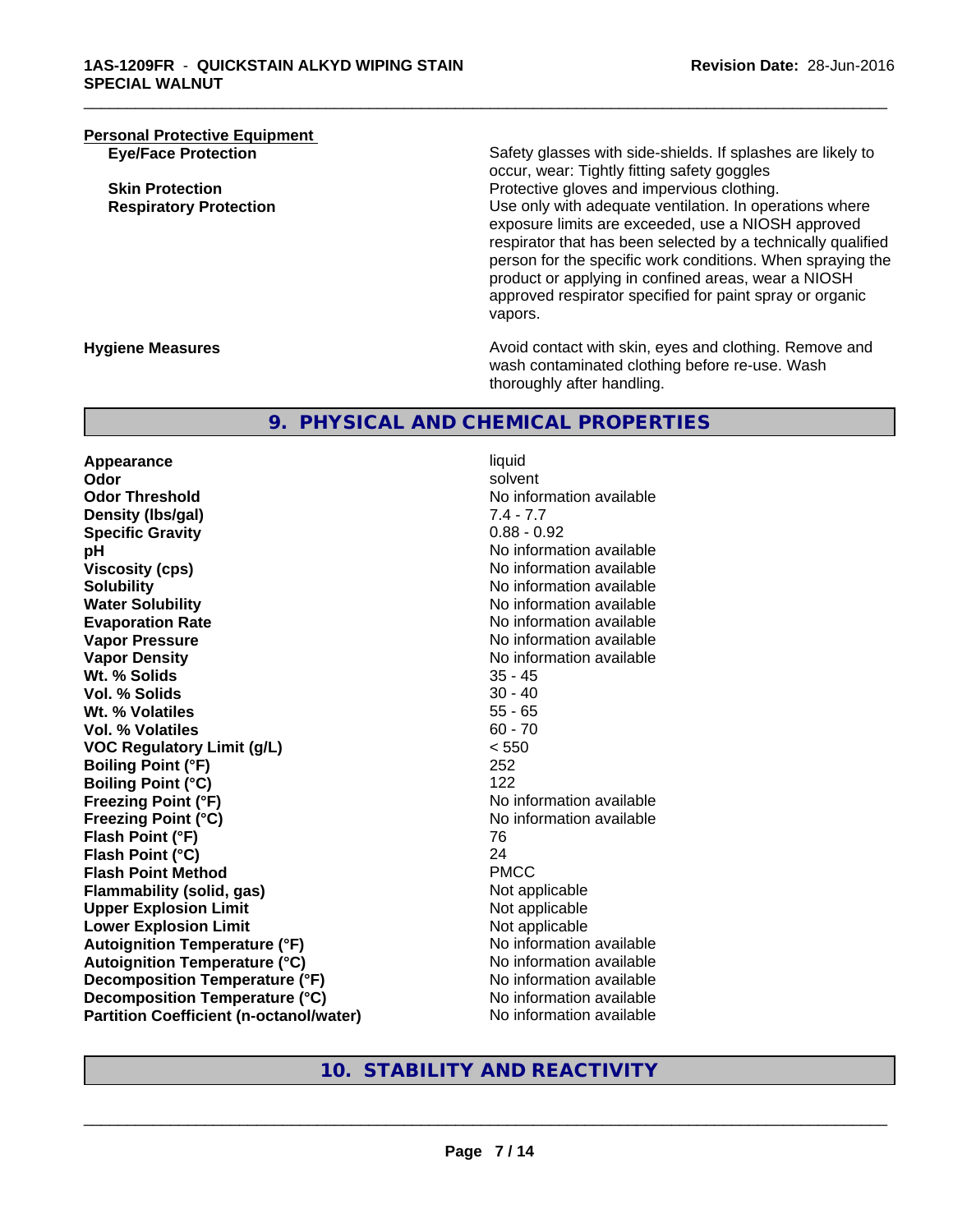**Personal Protective Equipment**

| | |
|---|---|
| **Eye/Face Protection** | Safety glasses with side-shields. If splashes are likely to occur, wear: Tightly fitting safety goggles |
| **Skin Protection** | Protective gloves and impervious clothing. |
| **Respiratory Protection** | Use only with adequate ventilation. In operations where exposure limits are exceeded, use a NIOSH approved respirator that has been selected by a technically qualified person for the specific work conditions. When spraying the product or applying in confined areas, wear a NIOSH approved respirator specified for paint spray or organic vapors. |

**Hygiene Measures** Avoid contact with skin, eyes and clothing. Remove and wash contaminated clothing before re-use. Wash thoroughly after handling.

## 9. PHYSICAL AND CHEMICAL PROPERTIES

| | |
|---|---|
| **Appearance** | liquid |
| **Odor** | solvent |
| **Odor Threshold** | No information available |
| **Density (lbs/gal)** | 7.4 - 7.7 |
| **Specific Gravity** | 0.88 - 0.92 |
| **pH** | No information available |
| **Viscosity (cps)** | No information available |
| **Solubility** | No information available |
| **Water Solubility** | No information available |
| **Evaporation Rate** | No information available |
| **Vapor Pressure** | No information available |
| **Vapor Density** | No information available |
| **Wt. % Solids** | 35 - 45 |
| **Vol. % Solids** | 30 - 40 |
| **Wt. % Volatiles** | 55 - 65 |
| **Vol. % Volatiles** | 60 - 70 |
| **VOC Regulatory Limit (g/L)** | < 550 |
| **Boiling Point (°F)** | 252 |
| **Boiling Point (°C)** | 122 |
| **Freezing Point (°F)** | No information available |
| **Freezing Point (°C)** | No information available |
| **Flash Point (°F)** | 76 |
| **Flash Point (°C)** | 24 |
| **Flash Point Method** | PMCC |
| **Flammability (solid, gas)** | Not applicable |
| **Upper Explosion Limit** | Not applicable |
| **Lower Explosion Limit** | Not applicable |
| **Autoignition Temperature (°F)** | No information available |
| **Autoignition Temperature (°C)** | No information available |
| **Decomposition Temperature (°F)** | No information available |
| **Decomposition Temperature (°C)** | No information available |
| **Partition Coefficient (n-octanol/water)** | No information available |

## 10. STABILITY AND REACTIVITY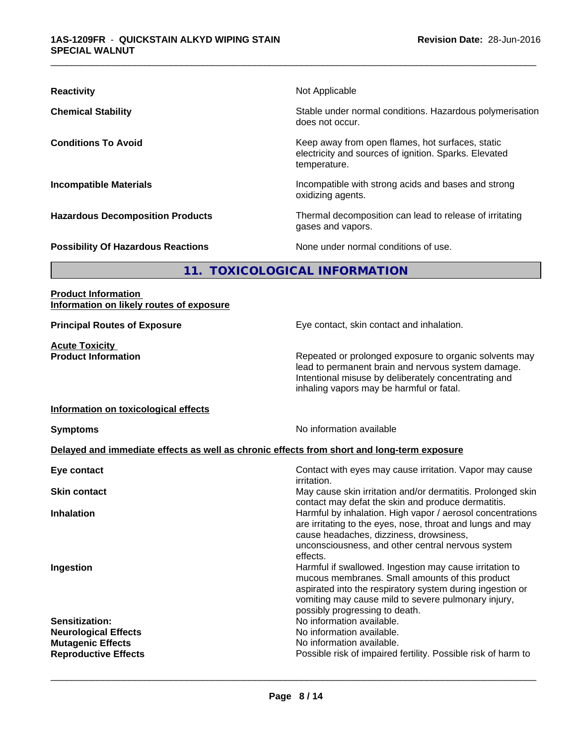| | |
|---|---|
| **Reactivity** | Not Applicable |
| **Chemical Stability** | Stable under normal conditions. Hazardous polymerisation does not occur. |
| **Conditions To Avoid** | Keep away from open flames, hot surfaces, static electricity and sources of ignition. Sparks. Elevated temperature. |
| **Incompatible Materials** | Incompatible with strong acids and bases and strong oxidizing agents. |
| **Hazardous Decomposition Products** | Thermal decomposition can lead to release of irritating gases and vapors. |
| **Possibility Of Hazardous Reactions** | None under normal conditions of use. |

## 11. TOXICOLOGICAL INFORMATION

**Product Information**
**Information on likely routes of exposure**

| | |
|---|---|
| **Principal Routes of Exposure** | Eye contact, skin contact and inhalation. |

**Acute Toxicity**

| | |
|---|---|
| **Product Information** | Repeated or prolonged exposure to organic solvents may lead to permanent brain and nervous system damage. Intentional misuse by deliberately concentrating and inhaling vapors may be harmful or fatal. |

**Information on toxicological effects**

| | |
|---|---|
| **Symptoms** | No information available |

**Delayed and immediate effects as well as chronic effects from short and long-term exposure**

| | |
|---|---|
| **Eye contact** | Contact with eyes may cause irritation. Vapor may cause irritation. |
| **Skin contact** | May cause skin irritation and/or dermatitis. Prolonged skin contact may defat the skin and produce dermatitis. |
| **Inhalation** | Harmful by inhalation. High vapor / aerosol concentrations are irritating to the eyes, nose, throat and lungs and may cause headaches, dizziness, drowsiness, unconsciousness, and other central nervous system effects. |
| **Ingestion** | Harmful if swallowed. Ingestion may cause irritation to mucous membranes. Small amounts of this product aspirated into the respiratory system during ingestion or vomiting may cause mild to severe pulmonary injury, possibly progressing to death. |
| **Sensitization:** | No information available. |
| **Neurological Effects** | No information available. |
| **Mutagenic Effects** | No information available. |
| **Reproductive Effects** | Possible risk of impaired fertility. Possible risk of harm to |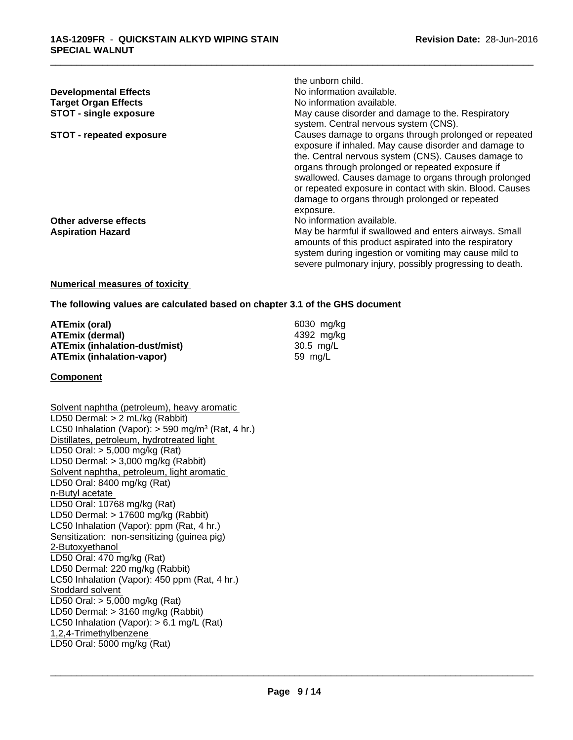| | |
|---|---|
| | the unborn child. |
| **Developmental Effects** | No information available. |
| **Target Organ Effects** | No information available. |
| **STOT - single exposure** | May cause disorder and damage to the. Respiratory system. Central nervous system (CNS). |
| **STOT - repeated exposure** | Causes damage to organs through prolonged or repeated exposure if inhaled. May cause disorder and damage to the. Central nervous system (CNS). Causes damage to organs through prolonged or repeated exposure if swallowed. Causes damage to organs through prolonged or repeated exposure in contact with skin. Blood. Causes damage to organs through prolonged or repeated exposure. |
| **Other adverse effects** | No information available. |
| **Aspiration Hazard** | May be harmful if swallowed and enters airways. Small amounts of this product aspirated into the respiratory system during ingestion or vomiting may cause mild to severe pulmonary injury, possibly progressing to death. |

**Numerical measures of toxicity**

**The following values are calculated based on chapter 3.1 of the GHS document**

| | |
|---|---|
| **ATEmix (oral)** | 6030 mg/kg |
| **ATEmix (dermal)** | 4392 mg/kg |
| **ATEmix (inhalation-dust/mist)** | 30.5 mg/L |
| **ATEmix (inhalation-vapor)** | 59 mg/L |

**Component**

Solvent naphtha (petroleum), heavy aromatic
LD50 Dermal: > 2 mL/kg (Rabbit)
LC50 Inhalation (Vapor): > 590 mg/m³ (Rat, 4 hr.)
Distillates, petroleum, hydrotreated light
LD50 Oral: > 5,000 mg/kg (Rat)
LD50 Dermal: > 3,000 mg/kg (Rabbit)
Solvent naphtha, petroleum, light aromatic
LD50 Oral: 8400 mg/kg (Rat)
n-Butyl acetate
LD50 Oral: 10768 mg/kg (Rat)
LD50 Dermal: > 17600 mg/kg (Rabbit)
LC50 Inhalation (Vapor): ppm (Rat, 4 hr.)
Sensitization: non-sensitizing (guinea pig)
2-Butoxyethanol
LD50 Oral: 470 mg/kg (Rat)
LD50 Dermal: 220 mg/kg (Rabbit)
LC50 Inhalation (Vapor): 450 ppm (Rat, 4 hr.)
Stoddard solvent
LD50 Oral: > 5,000 mg/kg (Rat)
LD50 Dermal: > 3160 mg/kg (Rabbit)
LC50 Inhalation (Vapor): > 6.1 mg/L (Rat)
1,2,4-Trimethylbenzene
LD50 Oral: 5000 mg/kg (Rat)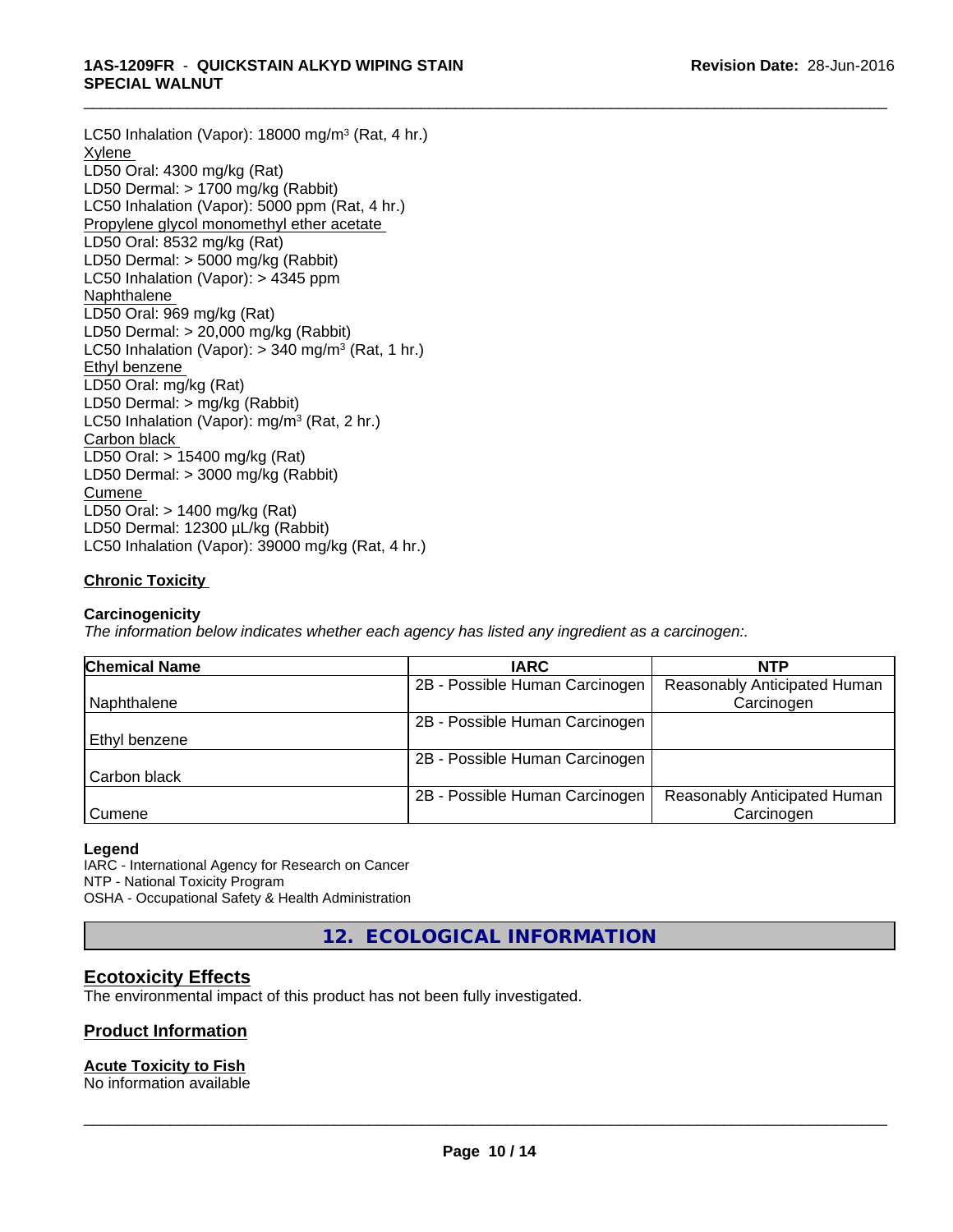LC50 Inhalation (Vapor): 18000 mg/m³ (Rat, 4 hr.)

Xylene

LD50 Oral: 4300 mg/kg (Rat)

LD50 Dermal: > 1700 mg/kg (Rabbit)

LC50 Inhalation (Vapor): 5000 ppm (Rat, 4 hr.)

Propylene glycol monomethyl ether acetate

LD50 Oral: 8532 mg/kg (Rat)

LD50 Dermal: > 5000 mg/kg (Rabbit)

LC50 Inhalation (Vapor): > 4345 ppm

Naphthalene

LD50 Oral: 969 mg/kg (Rat)

LD50 Dermal: > 20,000 mg/kg (Rabbit)

LC50 Inhalation (Vapor): > 340 mg/m³ (Rat, 1 hr.)

Ethyl benzene

LD50 Oral: mg/kg (Rat)

LD50 Dermal: > mg/kg (Rabbit)

LC50 Inhalation (Vapor): mg/m³ (Rat, 2 hr.)

Carbon black

LD50 Oral: > 15400 mg/kg (Rat)

LD50 Dermal: > 3000 mg/kg (Rabbit)

Cumene

LD50 Oral: > 1400 mg/kg (Rat)

LD50 Dermal: 12300 µL/kg (Rabbit)

LC50 Inhalation (Vapor): 39000 mg/kg (Rat, 4 hr.)

**Chronic Toxicity**

**Carcinogenicity**

*The information below indicates whether each agency has listed any ingredient as a carcinogen:.*

| Chemical Name | IARC | NTP |
|---|---|---|
| Naphthalene | 2B - Possible Human Carcinogen | Reasonably Anticipated Human Carcinogen |
| Ethyl benzene | 2B - Possible Human Carcinogen | |
| Carbon black | 2B - Possible Human Carcinogen | |
| Cumene | 2B - Possible Human Carcinogen | Reasonably Anticipated Human Carcinogen |

**Legend**

IARC - International Agency for Research on Cancer

NTP - National Toxicity Program

OSHA - Occupational Safety & Health Administration

## 12. ECOLOGICAL INFORMATION

### Ecotoxicity Effects

The environmental impact of this product has not been fully investigated.

### Product Information

**Acute Toxicity to Fish**

No information available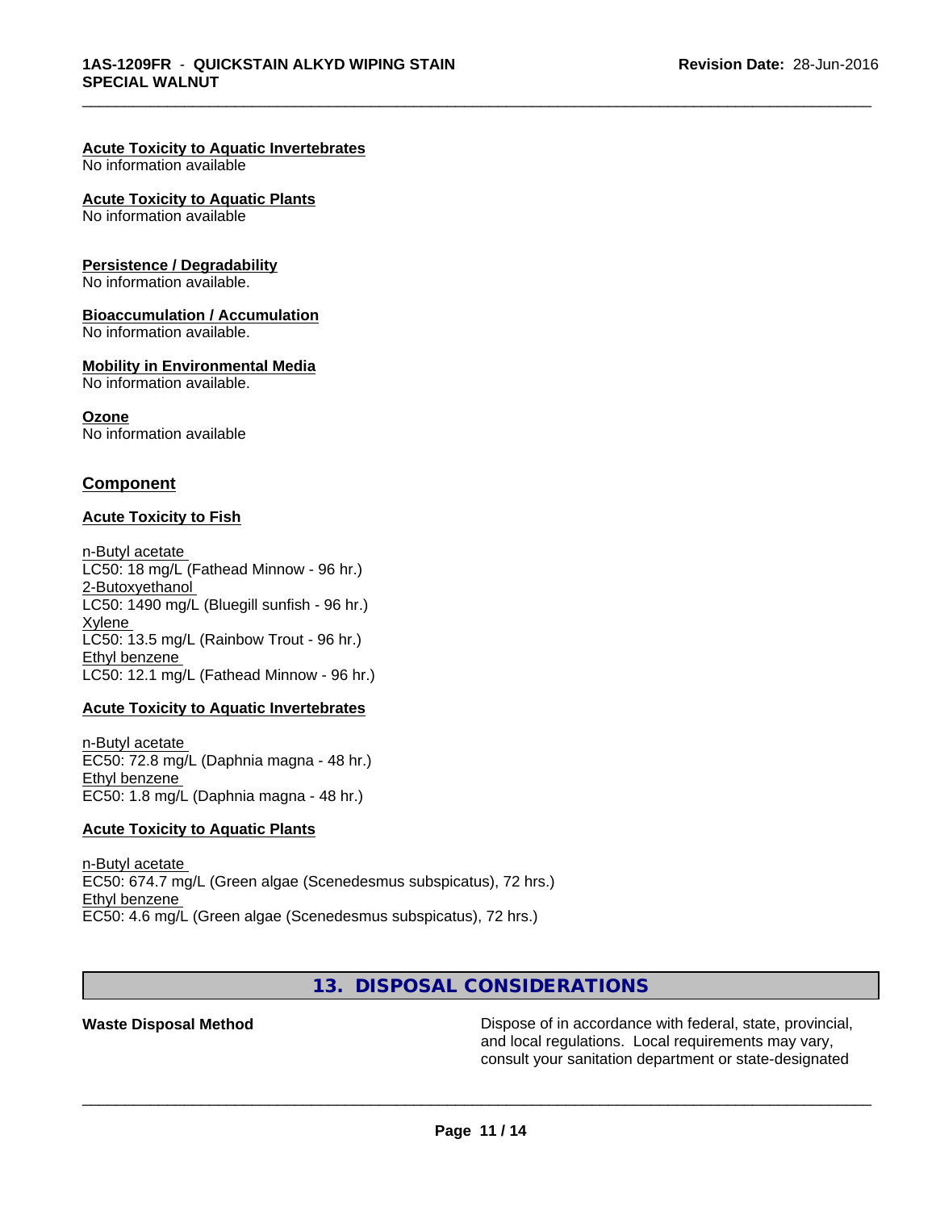**Acute Toxicity to Aquatic Invertebrates**
No information available

**Acute Toxicity to Aquatic Plants**
No information available

**Persistence / Degradability**
No information available.

**Bioaccumulation / Accumulation**
No information available.

**Mobility in Environmental Media**
No information available.

**Ozone**
No information available

## Component

**Acute Toxicity to Fish**

n-Butyl acetate
LC50: 18 mg/L (Fathead Minnow - 96 hr.)
2-Butoxyethanol
LC50: 1490 mg/L (Bluegill sunfish - 96 hr.)
Xylene
LC50: 13.5 mg/L (Rainbow Trout - 96 hr.)
Ethyl benzene
LC50: 12.1 mg/L (Fathead Minnow - 96 hr.)

**Acute Toxicity to Aquatic Invertebrates**

n-Butyl acetate
EC50: 72.8 mg/L (Daphnia magna - 48 hr.)
Ethyl benzene
EC50: 1.8 mg/L (Daphnia magna - 48 hr.)

**Acute Toxicity to Aquatic Plants**

n-Butyl acetate
EC50: 674.7 mg/L (Green algae (Scenedesmus subspicatus), 72 hrs.)
Ethyl benzene
EC50: 4.6 mg/L (Green algae (Scenedesmus subspicatus), 72 hrs.)

## 13. DISPOSAL CONSIDERATIONS

**Waste Disposal Method** Dispose of in accordance with federal, state, provincial, and local regulations. Local requirements may vary, consult your sanitation department or state-designated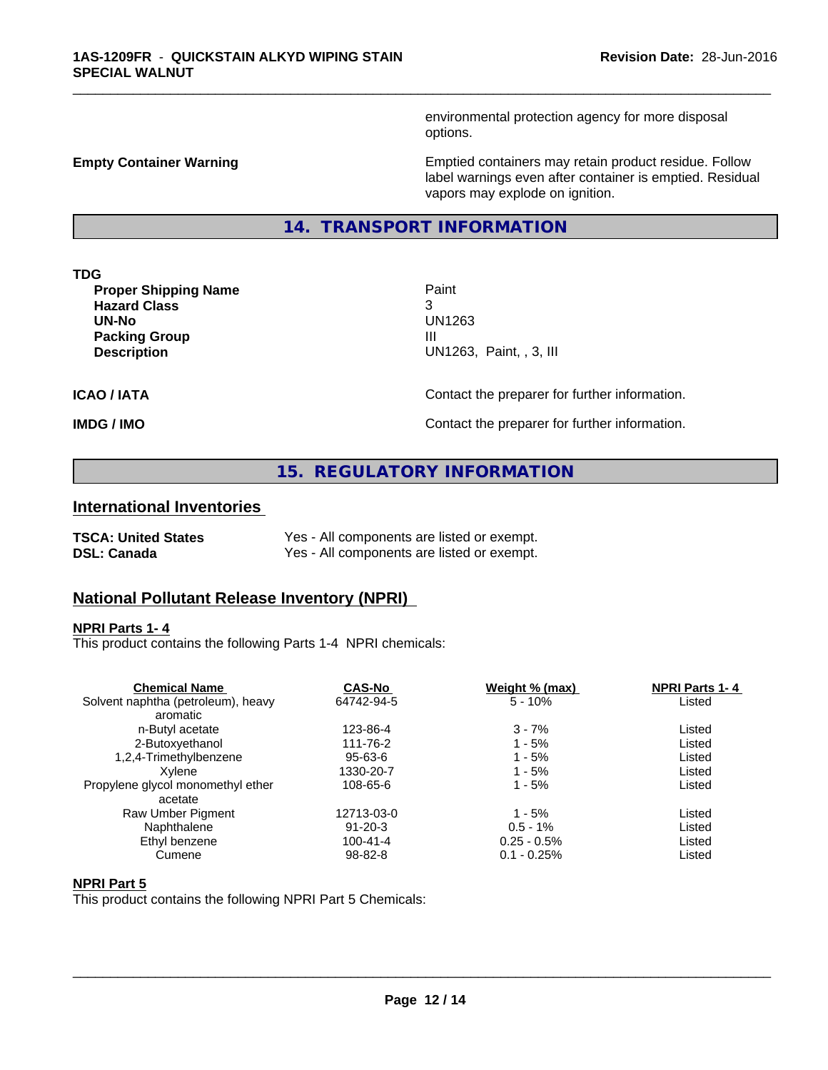environmental protection agency for more disposal options.

**Empty Container Warning** Emptied containers may retain product residue. Follow label warnings even after container is emptied. Residual vapors may explode on ignition.

## 14. TRANSPORT INFORMATION

**TDG**

| | |
|---|---|
| **Proper Shipping Name** | Paint |
| **Hazard Class** | 3 |
| **UN-No** | UN1263 |
| **Packing Group** | III |
| **Description** | UN1263, Paint, , 3, III |

**ICAO / IATA** Contact the preparer for further information.

**IMDG / IMO** Contact the preparer for further information.

## 15. REGULATORY INFORMATION

### International Inventories

| | |
|---|---|
| **TSCA: United States** | Yes - All components are listed or exempt. |
| **DSL: Canada** | Yes - All components are listed or exempt. |

### National Pollutant Release Inventory (NPRI)

**NPRI Parts 1- 4**

This product contains the following Parts 1-4 NPRI chemicals:

| Chemical Name | CAS-No | Weight % (max) | NPRI Parts 1- 4 |
|---|---|---|---|
| Solvent naphtha (petroleum), heavy aromatic | 64742-94-5 | 5 - 10% | Listed |
| n-Butyl acetate | 123-86-4 | 3 - 7% | Listed |
| 2-Butoxyethanol | 111-76-2 | 1 - 5% | Listed |
| 1,2,4-Trimethylbenzene | 95-63-6 | 1 - 5% | Listed |
| Xylene | 1330-20-7 | 1 - 5% | Listed |
| Propylene glycol monomethyl ether acetate | 108-65-6 | 1 - 5% | Listed |
| Raw Umber Pigment | 12713-03-0 | 1 - 5% | Listed |
| Naphthalene | 91-20-3 | 0.5 - 1% | Listed |
| Ethyl benzene | 100-41-4 | 0.25 - 0.5% | Listed |
| Cumene | 98-82-8 | 0.1 - 0.25% | Listed |

**NPRI Part 5**

This product contains the following NPRI Part 5 Chemicals: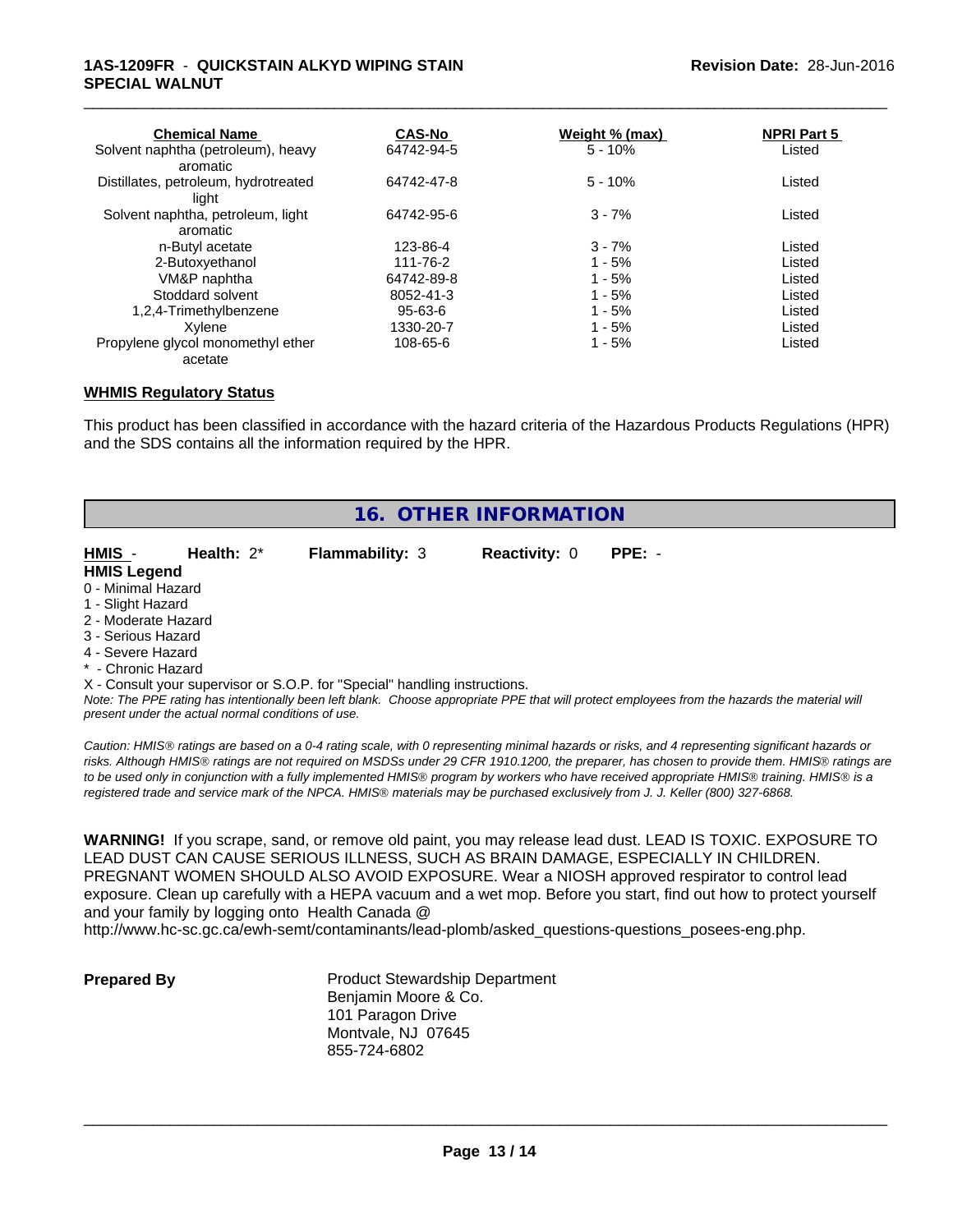| Chemical Name | CAS-No | Weight % (max) | NPRI Part 5 |
|---|---|---|---|
| Solvent naphtha (petroleum), heavy aromatic | 64742-94-5 | 5 - 10% | Listed |
| Distillates, petroleum, hydrotreated light | 64742-47-8 | 5 - 10% | Listed |
| Solvent naphtha, petroleum, light aromatic | 64742-95-6 | 3 - 7% | Listed |
| n-Butyl acetate | 123-86-4 | 3 - 7% | Listed |
| 2-Butoxyethanol | 111-76-2 | 1 - 5% | Listed |
| VM&P naphtha | 64742-89-8 | 1 - 5% | Listed |
| Stoddard solvent | 8052-41-3 | 1 - 5% | Listed |
| 1,2,4-Trimethylbenzene | 95-63-6 | 1 - 5% | Listed |
| Xylene | 1330-20-7 | 1 - 5% | Listed |
| Propylene glycol monomethyl ether acetate | 108-65-6 | 1 - 5% | Listed |

**WHMIS Regulatory Status**

This product has been classified in accordance with the hazard criteria of the Hazardous Products Regulations (HPR) and the SDS contains all the information required by the HPR.

## 16. OTHER INFORMATION

**HMIS** - **Health:** 2* **Flammability:** 3 **Reactivity:** 0 **PPE:** -

**HMIS Legend**

0 - Minimal Hazard
1 - Slight Hazard
2 - Moderate Hazard
3 - Serious Hazard
4 - Severe Hazard
* - Chronic Hazard
X - Consult your supervisor or S.O.P. for "Special" handling instructions.

*Note: The PPE rating has intentionally been left blank. Choose appropriate PPE that will protect employees from the hazards the material will present under the actual normal conditions of use.*

*Caution: HMIS® ratings are based on a 0-4 rating scale, with 0 representing minimal hazards or risks, and 4 representing significant hazards or risks. Although HMIS® ratings are not required on MSDSs under 29 CFR 1910.1200, the preparer, has chosen to provide them. HMIS® ratings are to be used only in conjunction with a fully implemented HMIS® program by workers who have received appropriate HMIS® training. HMIS® is a registered trade and service mark of the NPCA. HMIS® materials may be purchased exclusively from J. J. Keller (800) 327-6868.*

**WARNING!** If you scrape, sand, or remove old paint, you may release lead dust. LEAD IS TOXIC. EXPOSURE TO LEAD DUST CAN CAUSE SERIOUS ILLNESS, SUCH AS BRAIN DAMAGE, ESPECIALLY IN CHILDREN. PREGNANT WOMEN SHOULD ALSO AVOID EXPOSURE. Wear a NIOSH approved respirator to control lead exposure. Clean up carefully with a HEPA vacuum and a wet mop. Before you start, find out how to protect yourself and your family by logging onto Health Canada @ http://www.hc-sc.gc.ca/ewh-semt/contaminants/lead-plomb/asked_questions-questions_posees-eng.php.

**Prepared By**

Product Stewardship Department
Benjamin Moore & Co.
101 Paragon Drive
Montvale, NJ 07645
855-724-6802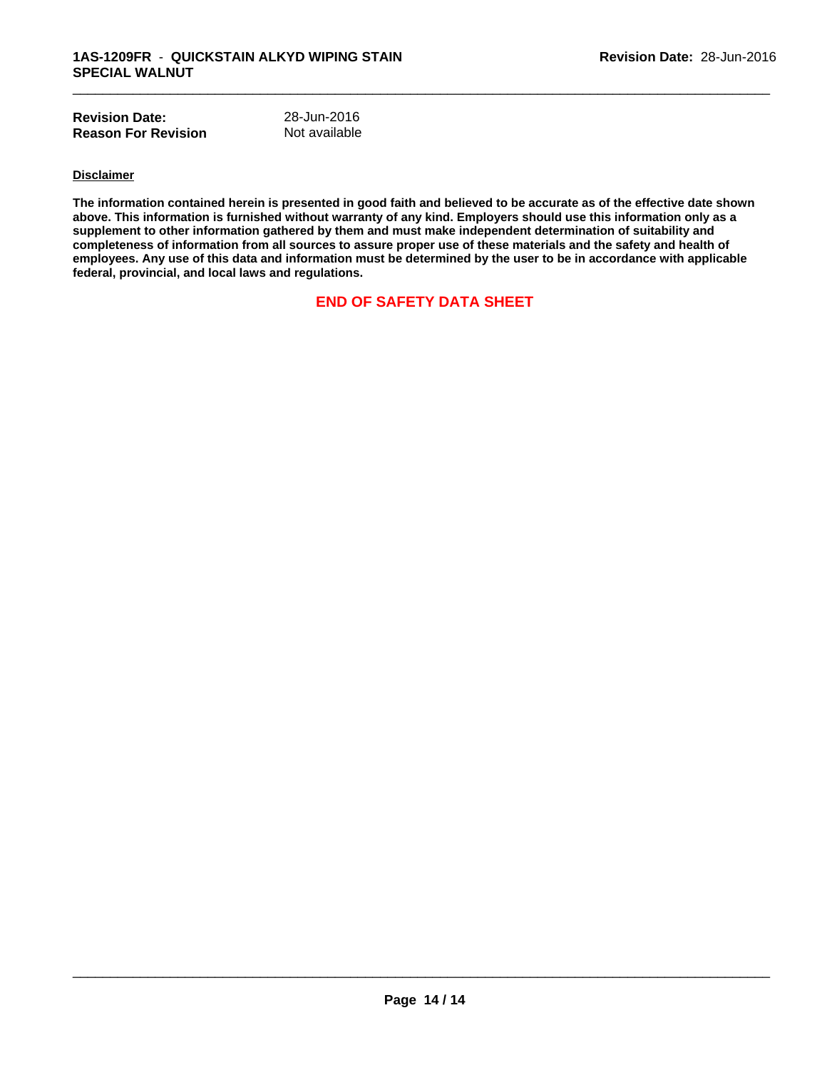| | |
|---|---|
| **Revision Date:** | 28-Jun-2016 |
| **Reason For Revision** | Not available |

**Disclaimer**

**The information contained herein is presented in good faith and believed to be accurate as of the effective date shown above. This information is furnished without warranty of any kind. Employers should use this information only as a supplement to other information gathered by them and must make independent determination of suitability and completeness of information from all sources to assure proper use of these materials and the safety and health of employees. Any use of this data and information must be determined by the user to be in accordance with applicable federal, provincial, and local laws and regulations.**

**END OF SAFETY DATA SHEET**